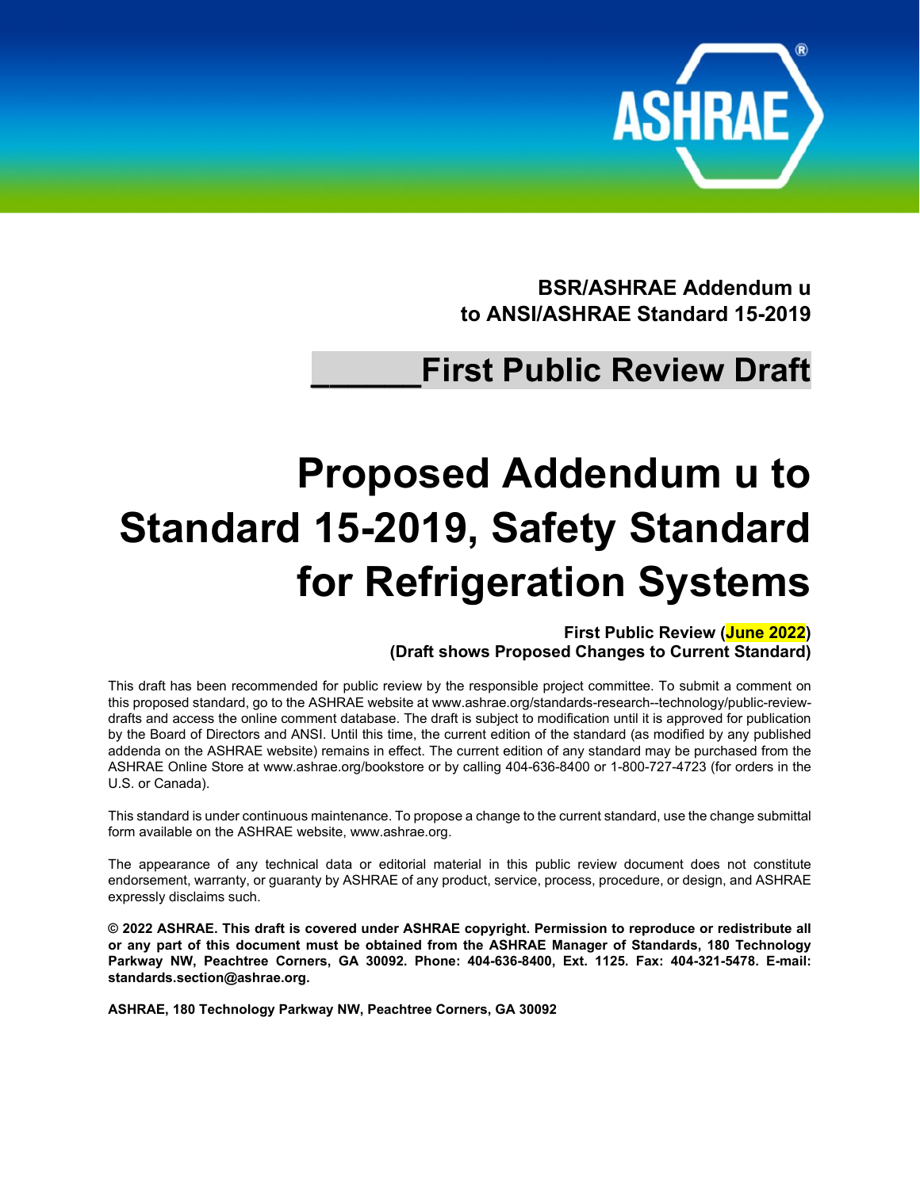**BSR/ASHRAE Addendum u to ANSI/ASHRAE Standard 15-2019**

## ______First Public Review Draft

# Proposed Addendum u to Standard 15-2019, Safety Standard for Refrigeration Systems

**First Public Review (June 2022)**
**(Draft shows Proposed Changes to Current Standard)**

This draft has been recommended for public review by the responsible project committee. To submit a comment on this proposed standard, go to the ASHRAE website at www.ashrae.org/standards-research--technology/public-review-drafts and access the online comment database. The draft is subject to modification until it is approved for publication by the Board of Directors and ANSI. Until this time, the current edition of the standard (as modified by any published addenda on the ASHRAE website) remains in effect. The current edition of any standard may be purchased from the ASHRAE Online Store at www.ashrae.org/bookstore or by calling 404-636-8400 or 1-800-727-4723 (for orders in the U.S. or Canada).

This standard is under continuous maintenance. To propose a change to the current standard, use the change submittal form available on the ASHRAE website, www.ashrae.org.

The appearance of any technical data or editorial material in this public review document does not constitute endorsement, warranty, or guaranty by ASHRAE of any product, service, process, procedure, or design, and ASHRAE expressly disclaims such.

**© 2022 ASHRAE. This draft is covered under ASHRAE copyright. Permission to reproduce or redistribute all or any part of this document must be obtained from the ASHRAE Manager of Standards, 180 Technology Parkway NW, Peachtree Corners, GA 30092. Phone: 404-636-8400, Ext. 1125. Fax: 404-321-5478. E-mail: standards.section@ashrae.org.**

**ASHRAE, 180 Technology Parkway NW, Peachtree Corners, GA 30092**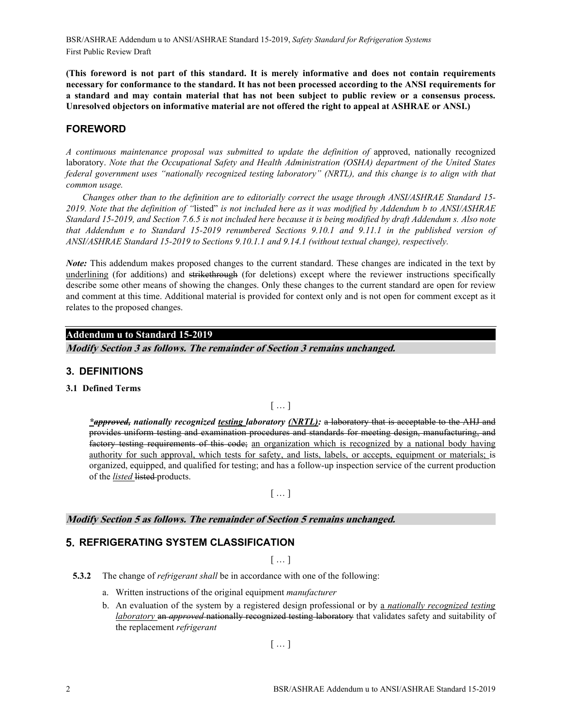**(This foreword is not part of this standard. It is merely informative and does not contain requirements necessary for conformance to the standard. It has not been processed according to the ANSI requirements for a standard and may contain material that has not been subject to public review or a consensus process. Unresolved objectors on informative material are not offered the right to appeal at ASHRAE or ANSI.)**

## FOREWORD

*A continuous maintenance proposal was submitted to update the definition of* approved, nationally recognized laboratory. *Note that the Occupational Safety and Health Administration (OSHA) department of the United States federal government uses "nationally recognized testing laboratory" (NRTL), and this change is to align with that common usage.*

*Changes other than to the definition are to editorially correct the usage through ANSI/ASHRAE Standard 15-2019. Note that the definition of "*listed*" is not included here as it was modified by Addendum b to ANSI/ASHRAE Standard 15-2019, and Section 7.6.5 is not included here because it is being modified by draft Addendum s. Also note that Addendum e to Standard 15-2019 renumbered Sections 9.10.1 and 9.11.1 in the published version of ANSI/ASHRAE Standard 15-2019 to Sections 9.10.1.1 and 9.14.1 (without textual change), respectively.*

***Note:*** This addendum makes proposed changes to the current standard. These changes are indicated in the text by <u>underlining</u> (for additions) and ~~strikethrough~~ (for deletions) except where the reviewer instructions specifically describe some other means of showing the changes. Only these changes to the current standard are open for review and comment at this time. Additional material is provided for context only and is not open for comment except as it relates to the proposed changes.

**Addendum u to Standard 15-2019**

***Modify Section 3 as follows. The remainder of Section 3 remains unchanged.***

## 3. DEFINITIONS

**3.1 Defined Terms**

[ … ]

<u>***</u>~~***approved,***~~ ***nationally recognized <u>testing</u> laboratory <u>(NRTL)</u>:*** ~~a laboratory that is acceptable to the AHJ and provides uniform testing and examination procedures and standards for meeting design, manufacturing, and factory testing requirements of this code;~~ <u>an organization which is recognized by a national body having authority for such approval, which tests for safety, and lists, labels, or accepts, equipment or materials;</u> is organized, equipped, and qualified for testing; and has a follow-up inspection service of the current production of the <u>*listed*</u> ~~listed~~ products.

[ … ]

***Modify Section 5 as follows. The remainder of Section 5 remains unchanged.***

## 5. REFRIGERATING SYSTEM CLASSIFICATION

[ … ]

**5.3.2** The change of *refrigerant shall* be in accordance with one of the following:

a. Written instructions of the original equipment *manufacturer*

b. An evaluation of the system by a registered design professional or by <u>a *nationally recognized testing laboratory*</u> ~~an *approved* nationally recognized testing laboratory~~ that validates safety and suitability of the replacement *refrigerant*

[ … ]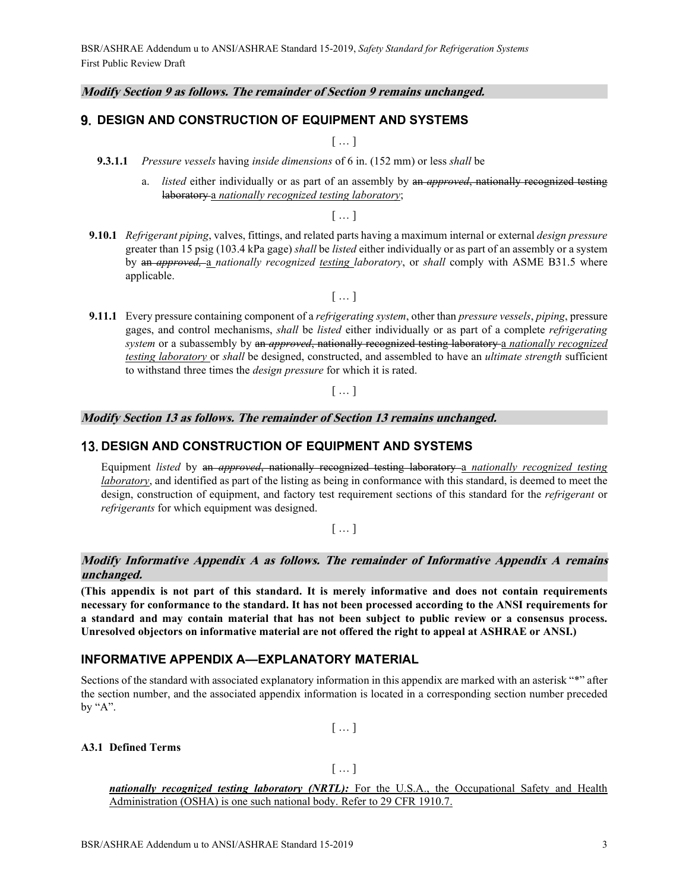***Modify Section 9 as follows. The remainder of Section 9 remains unchanged.***

## 9. DESIGN AND CONSTRUCTION OF EQUIPMENT AND SYSTEMS

[ … ]

**9.3.1.1** *Pressure vessels* having *inside dimensions* of 6 in. (152 mm) or less *shall* be

a. *listed* either individually or as part of an assembly by ~~an *approved*, nationally recognized testing laboratory~~ <u>a *nationally recognized testing laboratory*</u>;

[ … ]

**9.10.1** *Refrigerant piping*, valves, fittings, and related parts having a maximum internal or external *design pressure* greater than 15 psig (103.4 kPa gage) *shall* be *listed* either individually or as part of an assembly or a system by ~~an *approved*,~~ <u>a</u> *nationally recognized* <u>testing</u> *laboratory*, or *shall* comply with ASME B31.5 where applicable.

[ … ]

**9.11.1** Every pressure containing component of a *refrigerating system*, other than *pressure vessels*, *piping*, pressure gages, and control mechanisms, *shall* be *listed* either individually or as part of a complete *refrigerating system* or a subassembly by ~~an *approved*, nationally recognized testing laboratory~~ <u>a *nationally recognized testing laboratory*</u> or *shall* be designed, constructed, and assembled to have an *ultimate strength* sufficient to withstand three times the *design pressure* for which it is rated.

[ … ]

***Modify Section 13 as follows. The remainder of Section 13 remains unchanged.***

## 13. DESIGN AND CONSTRUCTION OF EQUIPMENT AND SYSTEMS

Equipment *listed* by ~~an *approved*, nationally recognized testing laboratory~~ <u>a *nationally recognized testing laboratory*</u>, and identified as part of the listing as being in conformance with this standard, is deemed to meet the design, construction of equipment, and factory test requirement sections of this standard for the *refrigerant* or *refrigerants* for which equipment was designed.

[ … ]

***Modify Informative Appendix A as follows. The remainder of Informative Appendix A remains unchanged.***

**(This appendix is not part of this standard. It is merely informative and does not contain requirements necessary for conformance to the standard. It has not been processed according to the ANSI requirements for a standard and may contain material that has not been subject to public review or a consensus process. Unresolved objectors on informative material are not offered the right to appeal at ASHRAE or ANSI.)**

## INFORMATIVE APPENDIX A—EXPLANATORY MATERIAL

Sections of the standard with associated explanatory information in this appendix are marked with an asterisk "*" after the section number, and the associated appendix information is located in a corresponding section number preceded by "A".

[ … ]

**A3.1 Defined Terms**

[ … ]

<u>***nationally recognized testing laboratory (NRTL):*** For the U.S.A., the Occupational Safety and Health Administration (OSHA) is one such national body. Refer to 29 CFR 1910.7.</u>